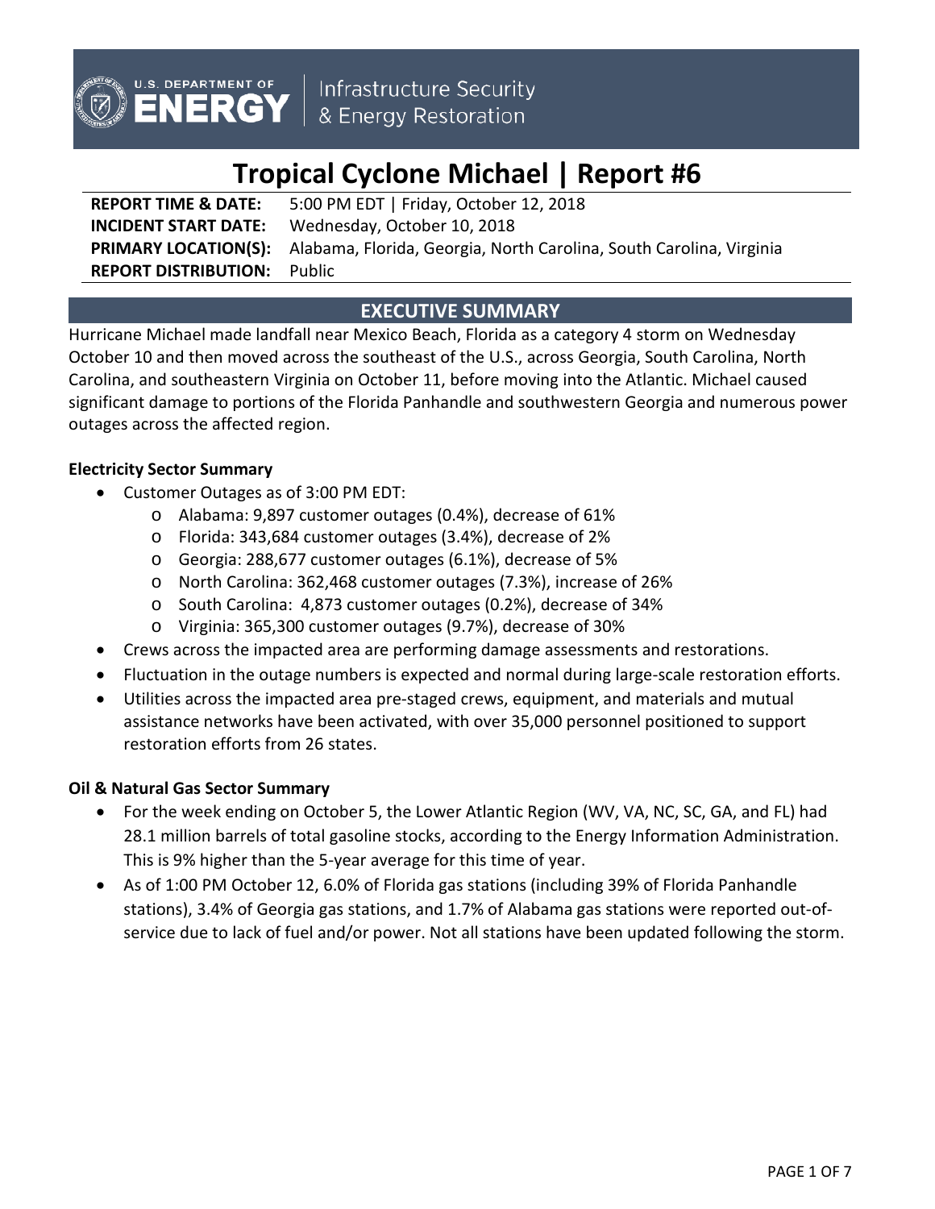U.S. DEPARTMENT OF **ENERGY** | Infrastructure Security & Energy Restoration

# Tropical Cyclone Michael | Report #6

**REPORT TIME & DATE:** 5:00 PM EDT | Friday, October 12, 2018
**INCIDENT START DATE:** Wednesday, October 10, 2018
**PRIMARY LOCATION(S):** Alabama, Florida, Georgia, North Carolina, South Carolina, Virginia
**REPORT DISTRIBUTION:** Public

## EXECUTIVE SUMMARY

Hurricane Michael made landfall near Mexico Beach, Florida as a category 4 storm on Wednesday October 10 and then moved across the southeast of the U.S., across Georgia, South Carolina, North Carolina, and southeastern Virginia on October 11, before moving into the Atlantic. Michael caused significant damage to portions of the Florida Panhandle and southwestern Georgia and numerous power outages across the affected region.

### Electricity Sector Summary

- Customer Outages as of 3:00 PM EDT:
  - Alabama: 9,897 customer outages (0.4%), decrease of 61%
  - Florida: 343,684 customer outages (3.4%), decrease of 2%
  - Georgia: 288,677 customer outages (6.1%), decrease of 5%
  - North Carolina: 362,468 customer outages (7.3%), increase of 26%
  - South Carolina: 4,873 customer outages (0.2%), decrease of 34%
  - Virginia: 365,300 customer outages (9.7%), decrease of 30%
- Crews across the impacted area are performing damage assessments and restorations.
- Fluctuation in the outage numbers is expected and normal during large-scale restoration efforts.
- Utilities across the impacted area pre-staged crews, equipment, and materials and mutual assistance networks have been activated, with over 35,000 personnel positioned to support restoration efforts from 26 states.

### Oil & Natural Gas Sector Summary

- For the week ending on October 5, the Lower Atlantic Region (WV, VA, NC, SC, GA, and FL) had 28.1 million barrels of total gasoline stocks, according to the Energy Information Administration. This is 9% higher than the 5-year average for this time of year.
- As of 1:00 PM October 12, 6.0% of Florida gas stations (including 39% of Florida Panhandle stations), 3.4% of Georgia gas stations, and 1.7% of Alabama gas stations were reported out-of-service due to lack of fuel and/or power. Not all stations have been updated following the storm.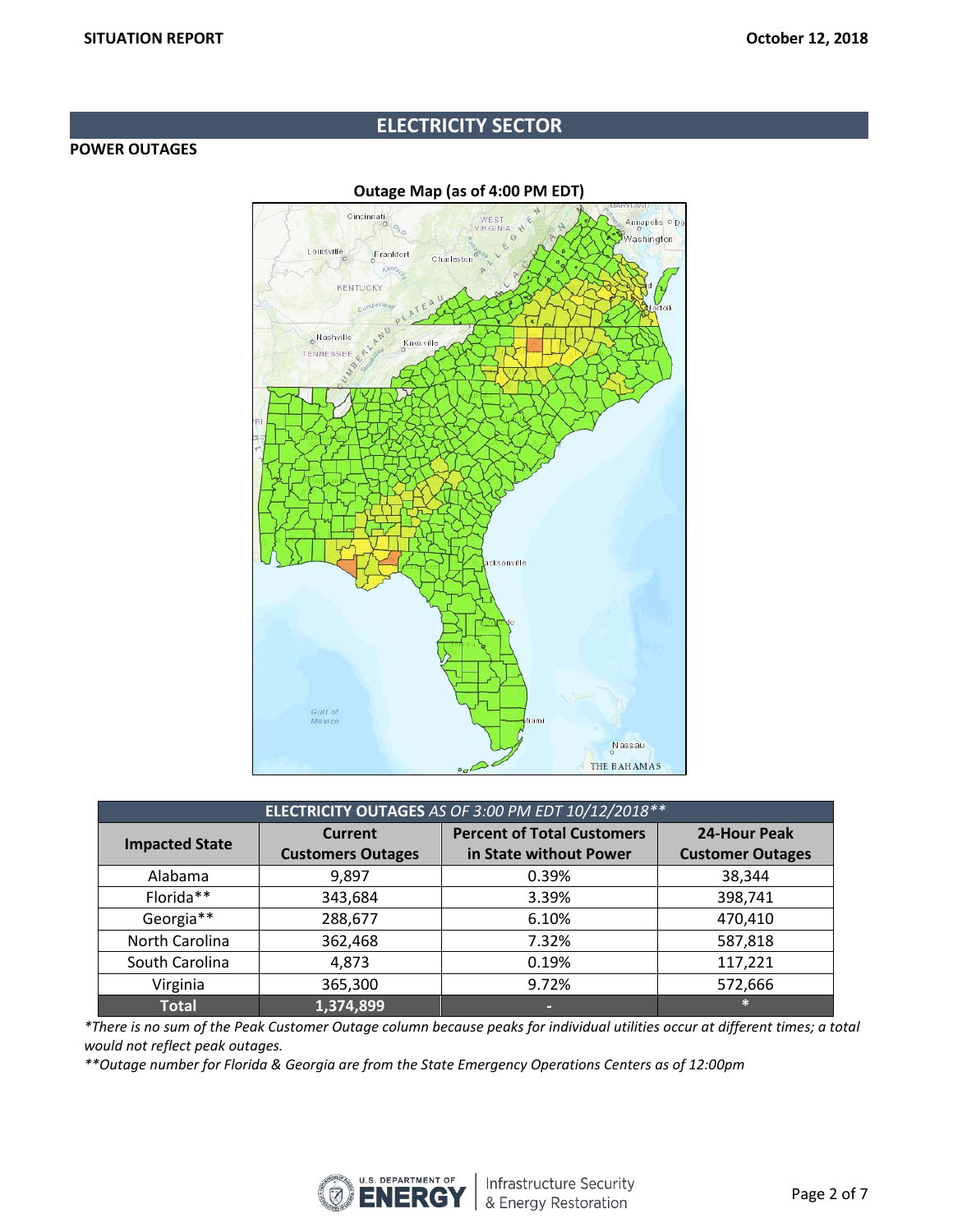## ELECTRICITY SECTOR

### POWER OUTAGES

**Outage Map (as of 4:00 PM EDT)**

| **ELECTRICITY OUTAGES** *AS OF 3:00 PM EDT 10/12/2018\*\** | | | |
|---|---|---|---|
| **Impacted State** | **Current Customers Outages** | **Percent of Total Customers in State without Power** | **24-Hour Peak Customer Outages** |
| Alabama | 9,897 | 0.39% | 38,344 |
| Florida** | 343,684 | 3.39% | 398,741 |
| Georgia** | 288,677 | 6.10% | 470,410 |
| North Carolina | 362,468 | 7.32% | 587,818 |
| South Carolina | 4,873 | 0.19% | 117,221 |
| Virginia | 365,300 | 9.72% | 572,666 |
| **Total** | **1,374,899** | - | * |

*\*There is no sum of the Peak Customer Outage column because peaks for individual utilities occur at different times; a total would not reflect peak outages.*

*\*\*Outage number for Florida & Georgia are from the State Emergency Operations Centers as of 12:00pm*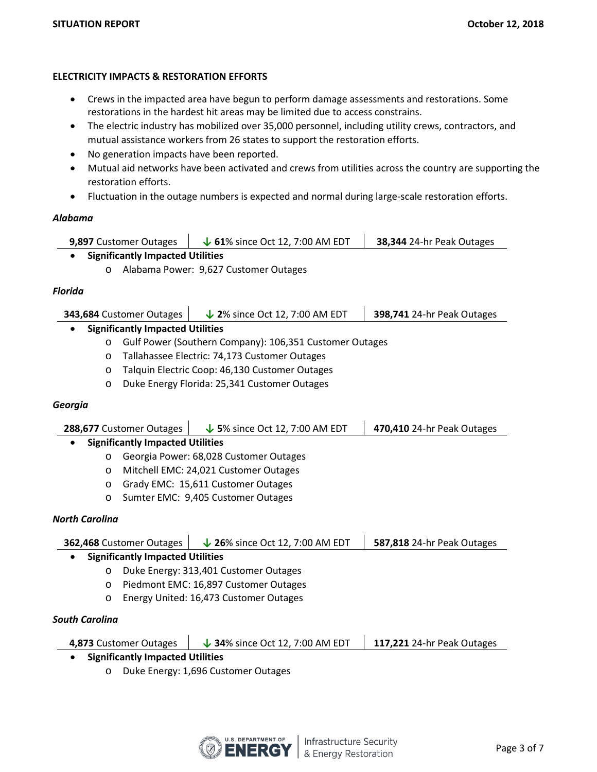## ELECTRICITY IMPACTS & RESTORATION EFFORTS

- Crews in the impacted area have begun to perform damage assessments and restorations. Some restorations in the hardest hit areas may be limited due to access constrains.
- The electric industry has mobilized over 35,000 personnel, including utility crews, contractors, and mutual assistance workers from 26 states to support the restoration efforts.
- No generation impacts have been reported.
- Mutual aid networks have been activated and crews from utilities across the country are supporting the restoration efforts.
- Fluctuation in the outage numbers is expected and normal during large-scale restoration efforts.

### *Alabama*

| **9,897** Customer Outages | ↓ **61**% since Oct 12, 7:00 AM EDT | **38,344** 24-hr Peak Outages |
|---|---|---|

- **Significantly Impacted Utilities**
  - Alabama Power: 9,627 Customer Outages

### *Florida*

| **343,684** Customer Outages | ↓ **2**% since Oct 12, 7:00 AM EDT | **398,741** 24-hr Peak Outages |
|---|---|---|

- **Significantly Impacted Utilities**
  - Gulf Power (Southern Company): 106,351 Customer Outages
  - Tallahassee Electric: 74,173 Customer Outages
  - Talquin Electric Coop: 46,130 Customer Outages
  - Duke Energy Florida: 25,341 Customer Outages

### *Georgia*

| **288,677** Customer Outages | ↓ **5**% since Oct 12, 7:00 AM EDT | **470,410** 24-hr Peak Outages |
|---|---|---|

- **Significantly Impacted Utilities**
  - Georgia Power: 68,028 Customer Outages
  - Mitchell EMC: 24,021 Customer Outages
  - Grady EMC: 15,611 Customer Outages
  - Sumter EMC: 9,405 Customer Outages

### *North Carolina*

| **362,468** Customer Outages | ↓ **26**% since Oct 12, 7:00 AM EDT | **587,818** 24-hr Peak Outages |
|---|---|---|

- **Significantly Impacted Utilities**
  - Duke Energy: 313,401 Customer Outages
  - Piedmont EMC: 16,897 Customer Outages
  - Energy United: 16,473 Customer Outages

### *South Carolina*

| **4,873** Customer Outages | ↓ **34**% since Oct 12, 7:00 AM EDT | **117,221** 24-hr Peak Outages |
|---|---|---|

- **Significantly Impacted Utilities**
  - Duke Energy: 1,696 Customer Outages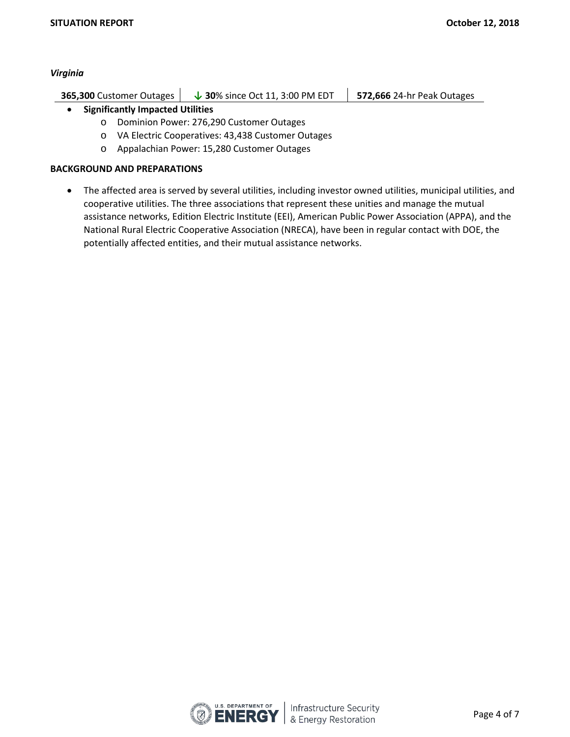*Virginia*

| **365,300** Customer Outages | ↓ **30**% since Oct 11, 3:00 PM EDT | **572,666** 24-hr Peak Outages |
|---|---|---|

- **Significantly Impacted Utilities**
  - Dominion Power: 276,290 Customer Outages
  - VA Electric Cooperatives: 43,438 Customer Outages
  - Appalachian Power: 15,280 Customer Outages

**BACKGROUND AND PREPARATIONS**

- The affected area is served by several utilities, including investor owned utilities, municipal utilities, and cooperative utilities. The three associations that represent these unities and manage the mutual assistance networks, Edition Electric Institute (EEI), American Public Power Association (APPA), and the National Rural Electric Cooperative Association (NRECA), have been in regular contact with DOE, the potentially affected entities, and their mutual assistance networks.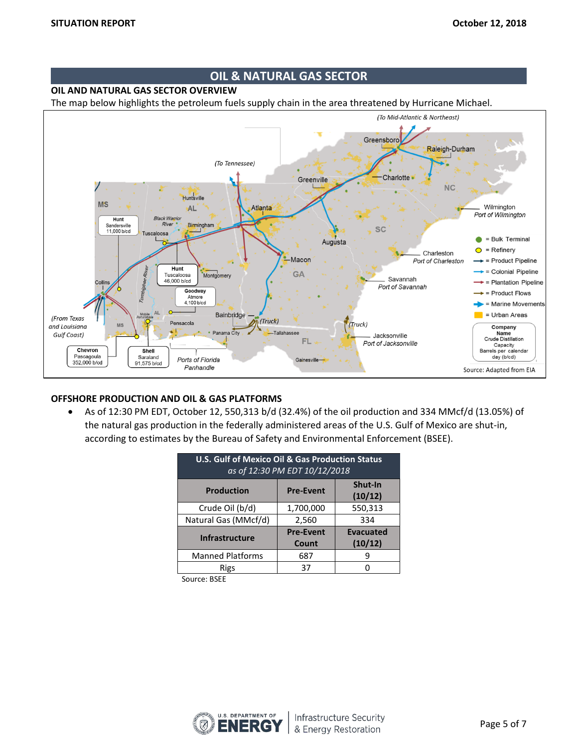## OIL & NATURAL GAS SECTOR

### OIL AND NATURAL GAS SECTOR OVERVIEW

The map below highlights the petroleum fuels supply chain in the area threatened by Hurricane Michael.

Source: Adapted from EIA

### OFFSHORE PRODUCTION AND OIL & GAS PLATFORMS

- As of 12:30 PM EDT, October 12, 550,313 b/d (32.4%) of the oil production and 334 MMcf/d (13.05%) of the natural gas production in the federally administered areas of the U.S. Gulf of Mexico are shut-in, according to estimates by the Bureau of Safety and Environmental Enforcement (BSEE).

**U.S. Gulf of Mexico Oil & Gas Production Status**
*as of 12:30 PM EDT 10/12/2018*

| Production | Pre-Event | Shut-In (10/12) |
|---|---|---|
| Crude Oil (b/d) | 1,700,000 | 550,313 |
| Natural Gas (MMcf/d) | 2,560 | 334 |
| **Infrastructure** | **Pre-Event Count** | **Evacuated (10/12)** |
| Manned Platforms | 687 | 9 |
| Rigs | 37 | 0 |

Source: BSEE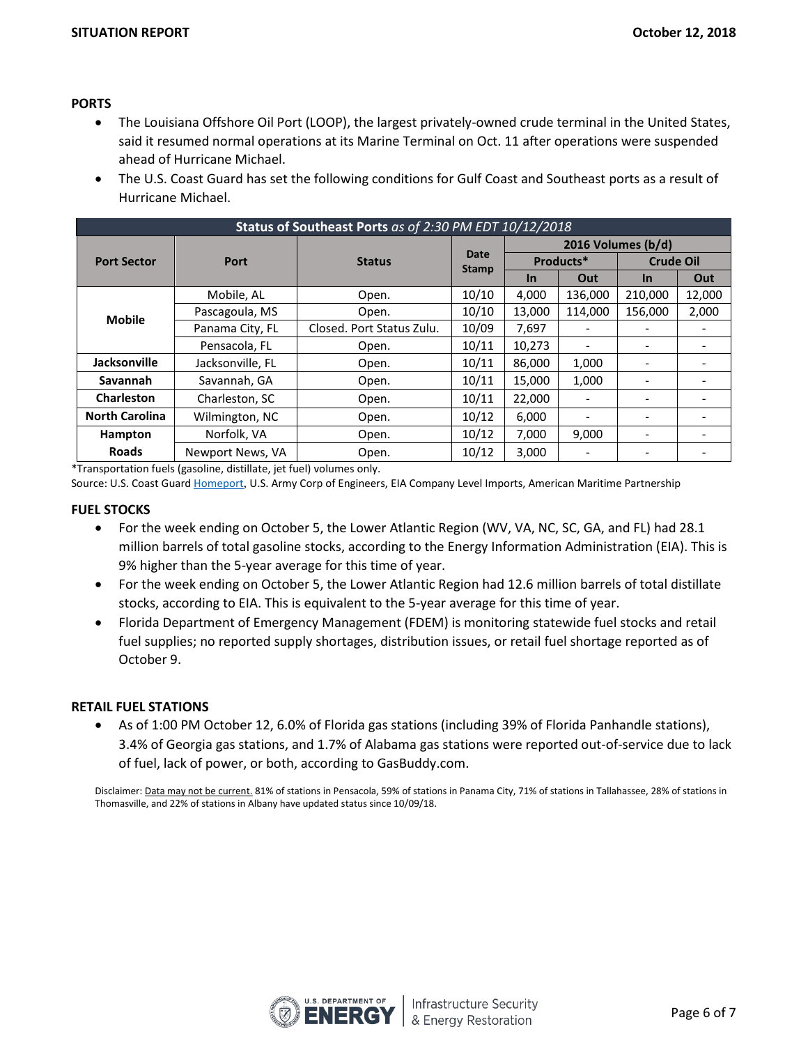## PORTS

- The Louisiana Offshore Oil Port (LOOP), the largest privately-owned crude terminal in the United States, said it resumed normal operations at its Marine Terminal on Oct. 11 after operations were suspended ahead of Hurricane Michael.
- The U.S. Coast Guard has set the following conditions for Gulf Coast and Southeast ports as a result of Hurricane Michael.

| **Status of Southeast Ports** *as of 2:30 PM EDT 10/12/2018* | | | | | | | |
|---|---|---|---|---|---|---|---|
| **Port Sector** | **Port** | **Status** | **Date Stamp** | **2016 Volumes (b/d)** | | | |
| | | | | **Products*** | | **Crude Oil** | |
| | | | | **In** | **Out** | **In** | **Out** |
| **Mobile** | Mobile, AL | Open. | 10/10 | 4,000 | 136,000 | 210,000 | 12,000 |
| | Pascagoula, MS | Open. | 10/10 | 13,000 | 114,000 | 156,000 | 2,000 |
| | Panama City, FL | Closed. Port Status Zulu. | 10/09 | 7,697 | - | - | - |
| | Pensacola, FL | Open. | 10/11 | 10,273 | - | - | - |
| **Jacksonville** | Jacksonville, FL | Open. | 10/11 | 86,000 | 1,000 | - | - |
| **Savannah** | Savannah, GA | Open. | 10/11 | 15,000 | 1,000 | - | - |
| **Charleston** | Charleston, SC | Open. | 10/11 | 22,000 | - | - | - |
| **North Carolina** | Wilmington, NC | Open. | 10/12 | 6,000 | - | - | - |
| **Hampton Roads** | Norfolk, VA | Open. | 10/12 | 7,000 | 9,000 | - | - |
| | Newport News, VA | Open. | 10/12 | 3,000 | - | - | - |

*Transportation fuels (gasoline, distillate, jet fuel) volumes only.

Source: U.S. Coast Guard Homeport, U.S. Army Corp of Engineers, EIA Company Level Imports, American Maritime Partnership

## FUEL STOCKS

- For the week ending on October 5, the Lower Atlantic Region (WV, VA, NC, SC, GA, and FL) had 28.1 million barrels of total gasoline stocks, according to the Energy Information Administration (EIA). This is 9% higher than the 5-year average for this time of year.
- For the week ending on October 5, the Lower Atlantic Region had 12.6 million barrels of total distillate stocks, according to EIA. This is equivalent to the 5-year average for this time of year.
- Florida Department of Emergency Management (FDEM) is monitoring statewide fuel stocks and retail fuel supplies; no reported supply shortages, distribution issues, or retail fuel shortage reported as of October 9.

## RETAIL FUEL STATIONS

- As of 1:00 PM October 12, 6.0% of Florida gas stations (including 39% of Florida Panhandle stations), 3.4% of Georgia gas stations, and 1.7% of Alabama gas stations were reported out-of-service due to lack of fuel, lack of power, or both, according to GasBuddy.com.

Disclaimer: Data may not be current. 81% of stations in Pensacola, 59% of stations in Panama City, 71% of stations in Tallahassee, 28% of stations in Thomasville, and 22% of stations in Albany have updated status since 10/09/18.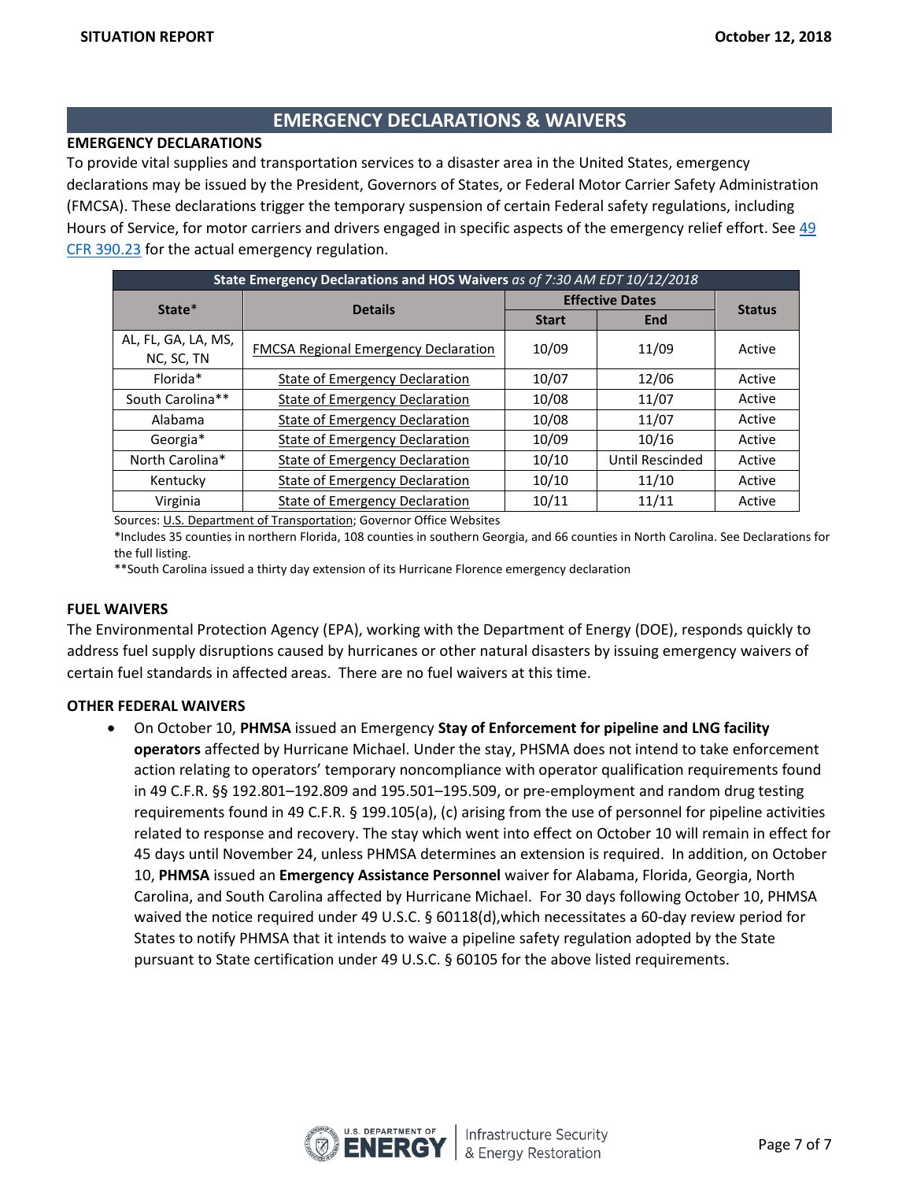## EMERGENCY DECLARATIONS & WAIVERS

### EMERGENCY DECLARATIONS

To provide vital supplies and transportation services to a disaster area in the United States, emergency declarations may be issued by the President, Governors of States, or Federal Motor Carrier Safety Administration (FMCSA). These declarations trigger the temporary suspension of certain Federal safety regulations, including Hours of Service, for motor carriers and drivers engaged in specific aspects of the emergency relief effort. See 49 CFR 390.23 for the actual emergency regulation.

**State Emergency Declarations and HOS Waivers** *as of 7:30 AM EDT 10/12/2018*

| State* | Details | Effective Dates | | Status |
|---|---|---|---|---|
| | | Start | End | |
| AL, FL, GA, LA, MS, NC, SC, TN | FMCSA Regional Emergency Declaration | 10/09 | 11/09 | Active |
| Florida* | State of Emergency Declaration | 10/07 | 12/06 | Active |
| South Carolina** | State of Emergency Declaration | 10/08 | 11/07 | Active |
| Alabama | State of Emergency Declaration | 10/08 | 11/07 | Active |
| Georgia* | State of Emergency Declaration | 10/09 | 10/16 | Active |
| North Carolina* | State of Emergency Declaration | 10/10 | Until Rescinded | Active |
| Kentucky | State of Emergency Declaration | 10/10 | 11/10 | Active |
| Virginia | State of Emergency Declaration | 10/11 | 11/11 | Active |

Sources: U.S. Department of Transportation; Governor Office Websites

*Includes 35 counties in northern Florida, 108 counties in southern Georgia, and 66 counties in North Carolina. See Declarations for the full listing.

**South Carolina issued a thirty day extension of its Hurricane Florence emergency declaration

### FUEL WAIVERS

The Environmental Protection Agency (EPA), working with the Department of Energy (DOE), responds quickly to address fuel supply disruptions caused by hurricanes or other natural disasters by issuing emergency waivers of certain fuel standards in affected areas. There are no fuel waivers at this time.

### OTHER FEDERAL WAIVERS

- On October 10, **PHMSA** issued an Emergency **Stay of Enforcement for pipeline and LNG facility operators** affected by Hurricane Michael. Under the stay, PHSMA does not intend to take enforcement action relating to operators' temporary noncompliance with operator qualification requirements found in 49 C.F.R. §§ 192.801–192.809 and 195.501–195.509, or pre-employment and random drug testing requirements found in 49 C.F.R. § 199.105(a), (c) arising from the use of personnel for pipeline activities related to response and recovery. The stay which went into effect on October 10 will remain in effect for 45 days until November 24, unless PHMSA determines an extension is required. In addition, on October 10, **PHMSA** issued an **Emergency Assistance Personnel** waiver for Alabama, Florida, Georgia, North Carolina, and South Carolina affected by Hurricane Michael. For 30 days following October 10, PHMSA waived the notice required under 49 U.S.C. § 60118(d),which necessitates a 60-day review period for States to notify PHMSA that it intends to waive a pipeline safety regulation adopted by the State pursuant to State certification under 49 U.S.C. § 60105 for the above listed requirements.